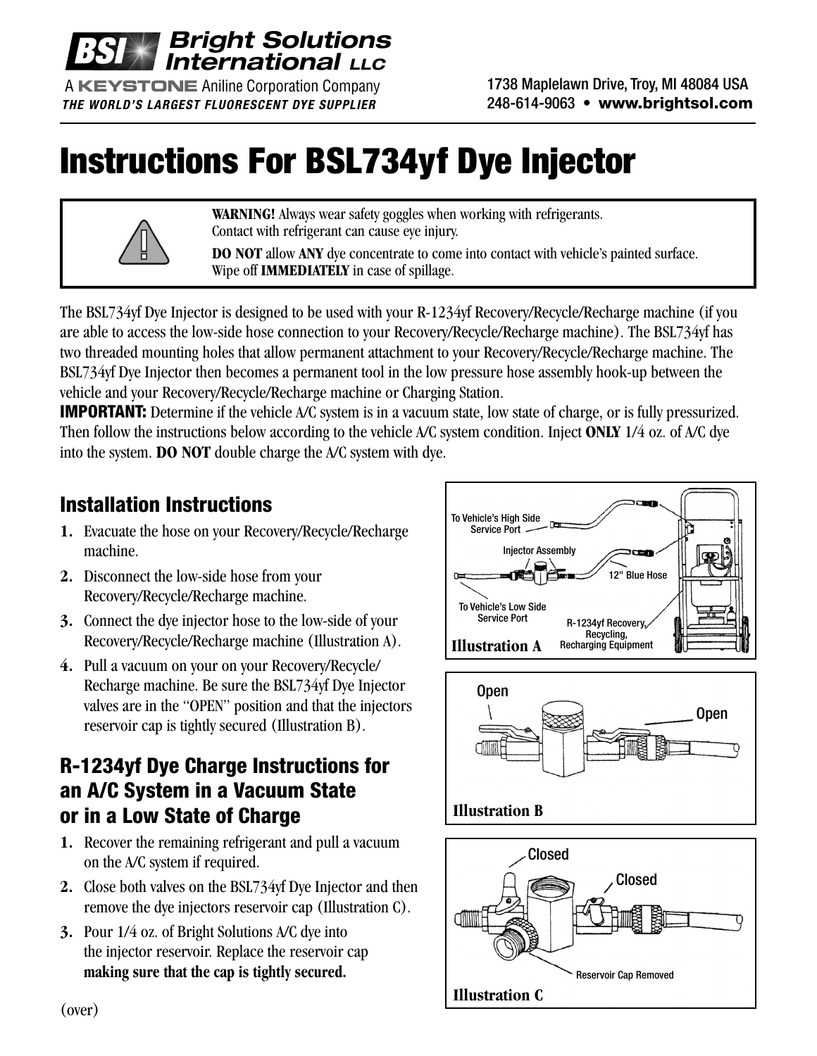**Bright Solutions International LLC**
A KEYSTONE Aniline Corporation Company
*THE WORLD'S LARGEST FLUORESCENT DYE SUPPLIER*

1738 Maplelawn Drive, Troy, MI 48084 USA
248-614-9063 • www.brightsol.com

# Instructions For BSL734yf Dye Injector

**WARNING!** Always wear safety goggles when working with refrigerants. Contact with refrigerant can cause eye injury.

**DO NOT** allow **ANY** dye concentrate to come into contact with vehicle's painted surface. Wipe off **IMMEDIATELY** in case of spillage.

The BSL734yf Dye Injector is designed to be used with your R-1234yf Recovery/Recycle/Recharge machine (if you are able to access the low-side hose connection to your Recovery/Recycle/Recharge machine). The BSL734yf has two threaded mounting holes that allow permanent attachment to your Recovery/Recycle/Recharge machine. The BSL734yf Dye Injector then becomes a permanent tool in the low pressure hose assembly hook-up between the vehicle and your Recovery/Recycle/Recharge machine or Charging Station.

**IMPORTANT:** Determine if the vehicle A/C system is in a vacuum state, low state of charge, or is fully pressurized. Then follow the instructions below according to the vehicle A/C system condition. Inject **ONLY** 1/4 oz. of A/C dye into the system. **DO NOT** double charge the A/C system with dye.

## Installation Instructions

1. Evacuate the hose on your Recovery/Recycle/Recharge machine.
2. Disconnect the low-side hose from your Recovery/Recycle/Recharge machine.
3. Connect the dye injector hose to the low-side of your Recovery/Recycle/Recharge machine (Illustration A).
4. Pull a vacuum on your on your Recovery/Recycle/Recharge machine. Be sure the BSL734yf Dye Injector valves are in the "OPEN" position and that the injectors reservoir cap is tightly secured (Illustration B).

To Vehicle's High Side Service Port · Injector Assembly · 12" Blue Hose · To Vehicle's Low Side Service Port · R-1234yf Recovery, Recycling, Recharging Equipment

**Illustration A**

Open · Open

**Illustration B**

## R-1234yf Dye Charge Instructions for an A/C System in a Vacuum State or in a Low State of Charge

1. Recover the remaining refrigerant and pull a vacuum on the A/C system if required.
2. Close both valves on the BSL734yf Dye Injector and then remove the dye injectors reservoir cap (Illustration C).
3. Pour 1/4 oz. of Bright Solutions A/C dye into the injector reservoir. Replace the reservoir cap **making sure that the cap is tightly secured.**

Closed · Closed · Reservoir Cap Removed

**Illustration C**

(over)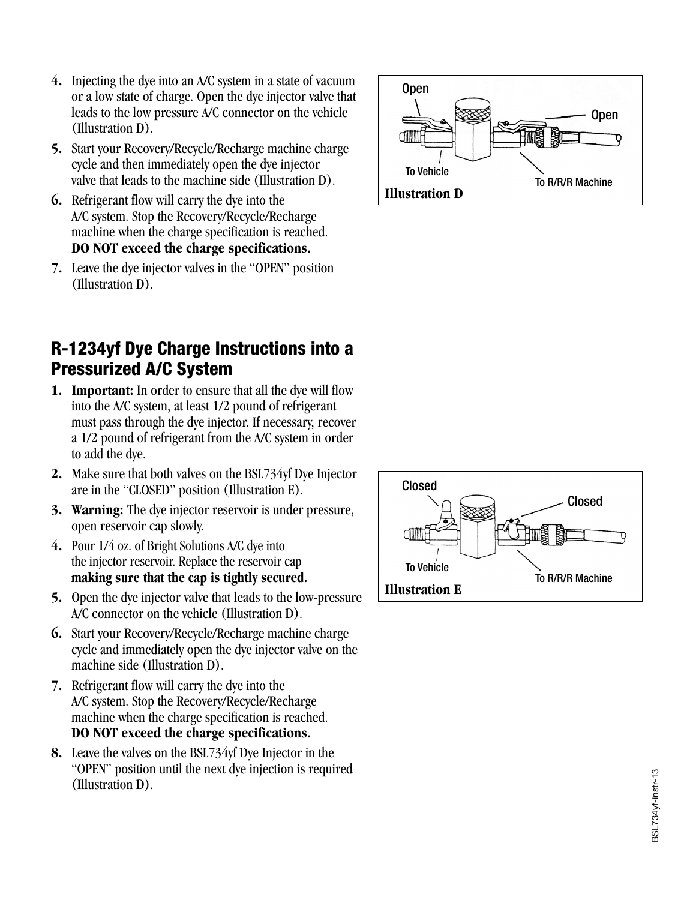4. Injecting the dye into an A/C system in a state of vacuum or a low state of charge. Open the dye injector valve that leads to the low pressure A/C connector on the vehicle (Illustration D).
5. Start your Recovery/Recycle/Recharge machine charge cycle and then immediately open the dye injector valve that leads to the machine side (Illustration D).
6. Refrigerant flow will carry the dye into the A/C system. Stop the Recovery/Recycle/Recharge machine when the charge specification is reached. **DO NOT exceed the charge specifications.**
7. Leave the dye injector valves in the "OPEN" position (Illustration D).

Open

Open

To Vehicle

To R/R/R Machine

**Illustration D**

## R-1234yf Dye Charge Instructions into a Pressurized A/C System

1. **Important:** In order to ensure that all the dye will flow into the A/C system, at least 1/2 pound of refrigerant must pass through the dye injector. If necessary, recover a 1/2 pound of refrigerant from the A/C system in order to add the dye.
2. Make sure that both valves on the BSL734yf Dye Injector are in the "CLOSED" position (Illustration E).
3. **Warning:** The dye injector reservoir is under pressure, open reservoir cap slowly.
4. Pour 1/4 oz. of Bright Solutions A/C dye into the injector reservoir. Replace the reservoir cap **making sure that the cap is tightly secured.**
5. Open the dye injector valve that leads to the low-pressure A/C connector on the vehicle (Illustration D).
6. Start your Recovery/Recycle/Recharge machine charge cycle and immediately open the dye injector valve on the machine side (Illustration D).
7. Refrigerant flow will carry the dye into the A/C system. Stop the Recovery/Recycle/Recharge machine when the charge specification is reached. **DO NOT exceed the charge specifications.**
8. Leave the valves on the BSL734yf Dye Injector in the "OPEN" position until the next dye injection is required (Illustration D).

Closed

Closed

To Vehicle

To R/R/R Machine

**Illustration E**

BSL734yf-instr-13